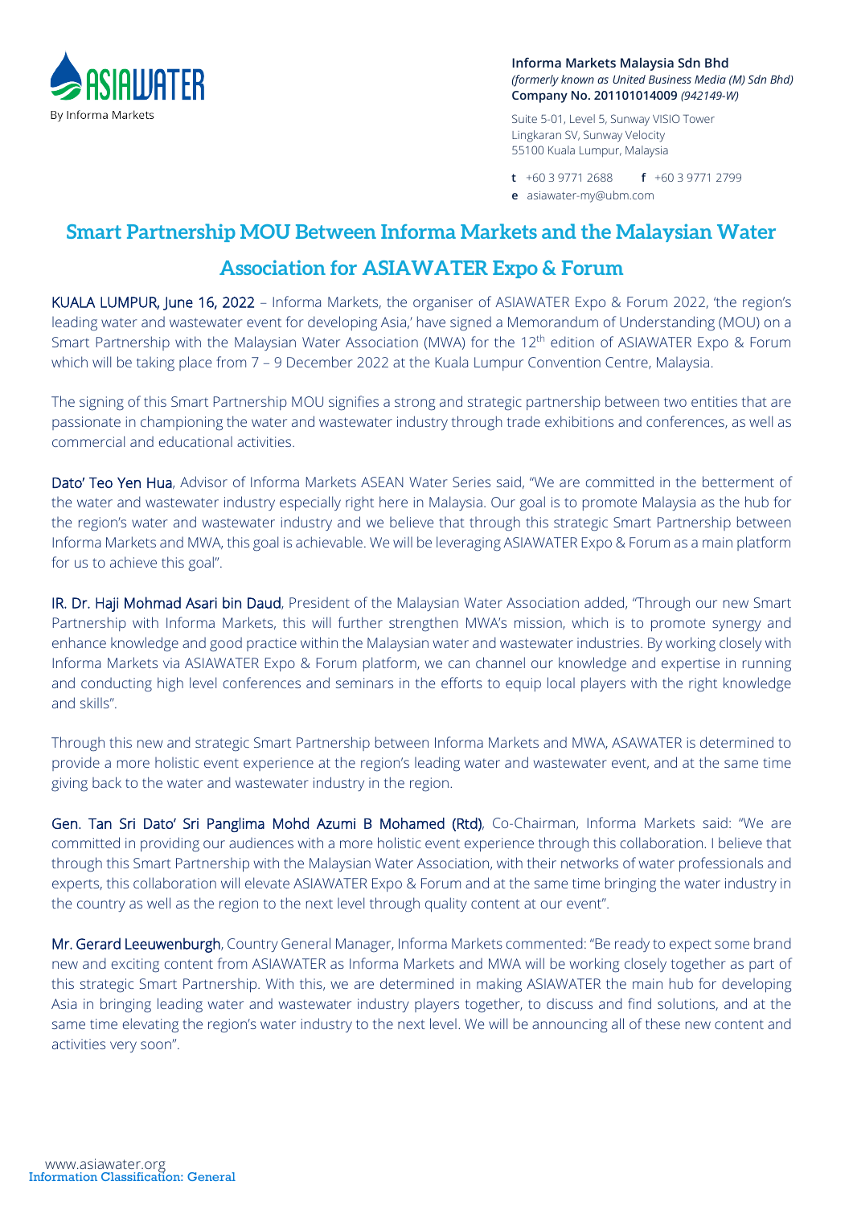**Informa Markets Malaysia Sdn Bhd**
*(formerly known as United Business Media (M) Sdn Bhd)*
**Company No. 201101014009** *(942149-W)*

Suite 5-01, Level 5, Sunway VISIO Tower
Lingkaran SV, Sunway Velocity
55100 Kuala Lumpur, Malaysia

**t** +60 3 9771 2688 **f** +60 3 9771 2799
**e** asiawater-my@ubm.com

# Smart Partnership MOU Between Informa Markets and the Malaysian Water Association for ASIAWATER Expo & Forum

KUALA LUMPUR, June 16, 2022 – Informa Markets, the organiser of ASIAWATER Expo & Forum 2022, 'the region's leading water and wastewater event for developing Asia,' have signed a Memorandum of Understanding (MOU) on a Smart Partnership with the Malaysian Water Association (MWA) for the 12th edition of ASIAWATER Expo & Forum which will be taking place from 7 – 9 December 2022 at the Kuala Lumpur Convention Centre, Malaysia.

The signing of this Smart Partnership MOU signifies a strong and strategic partnership between two entities that are passionate in championing the water and wastewater industry through trade exhibitions and conferences, as well as commercial and educational activities.

Dato' Teo Yen Hua, Advisor of Informa Markets ASEAN Water Series said, "We are committed in the betterment of the water and wastewater industry especially right here in Malaysia. Our goal is to promote Malaysia as the hub for the region's water and wastewater industry and we believe that through this strategic Smart Partnership between Informa Markets and MWA, this goal is achievable. We will be leveraging ASIAWATER Expo & Forum as a main platform for us to achieve this goal".

IR. Dr. Haji Mohmad Asari bin Daud, President of the Malaysian Water Association added, "Through our new Smart Partnership with Informa Markets, this will further strengthen MWA's mission, which is to promote synergy and enhance knowledge and good practice within the Malaysian water and wastewater industries. By working closely with Informa Markets via ASIAWATER Expo & Forum platform, we can channel our knowledge and expertise in running and conducting high level conferences and seminars in the efforts to equip local players with the right knowledge and skills".

Through this new and strategic Smart Partnership between Informa Markets and MWA, ASAWATER is determined to provide a more holistic event experience at the region's leading water and wastewater event, and at the same time giving back to the water and wastewater industry in the region.

Gen. Tan Sri Dato' Sri Panglima Mohd Azumi B Mohamed (Rtd), Co-Chairman, Informa Markets said: "We are committed in providing our audiences with a more holistic event experience through this collaboration. I believe that through this Smart Partnership with the Malaysian Water Association, with their networks of water professionals and experts, this collaboration will elevate ASIAWATER Expo & Forum and at the same time bringing the water industry in the country as well as the region to the next level through quality content at our event".

Mr. Gerard Leeuwenburgh, Country General Manager, Informa Markets commented: "Be ready to expect some brand new and exciting content from ASIAWATER as Informa Markets and MWA will be working closely together as part of this strategic Smart Partnership. With this, we are determined in making ASIAWATER the main hub for developing Asia in bringing leading water and wastewater industry players together, to discuss and find solutions, and at the same time elevating the region's water industry to the next level. We will be announcing all of these new content and activities very soon".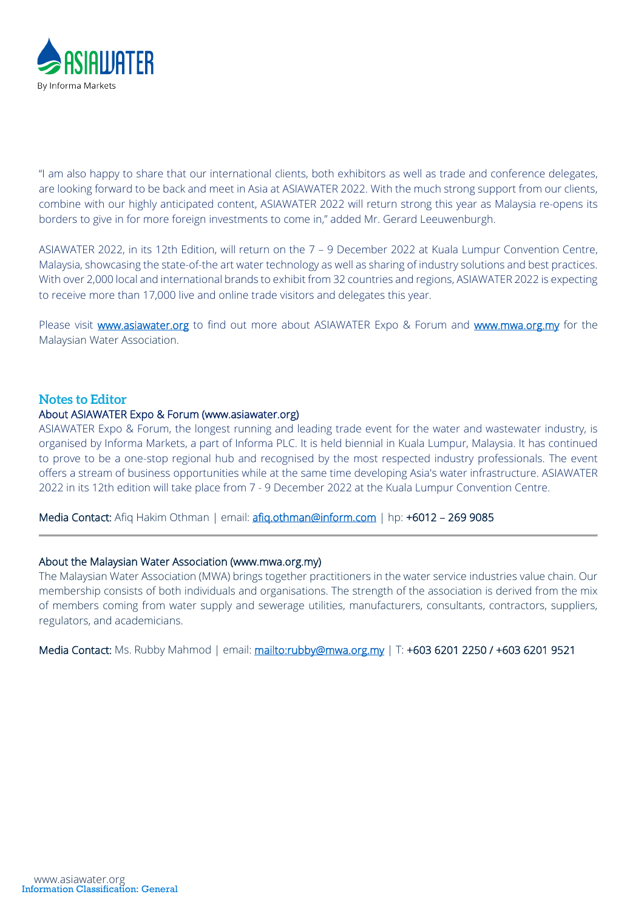"I am also happy to share that our international clients, both exhibitors as well as trade and conference delegates, are looking forward to be back and meet in Asia at ASIAWATER 2022. With the much strong support from our clients, combine with our highly anticipated content, ASIAWATER 2022 will return strong this year as Malaysia re-opens its borders to give in for more foreign investments to come in," added Mr. Gerard Leeuwenburgh.

ASIAWATER 2022, in its 12th Edition, will return on the 7 – 9 December 2022 at Kuala Lumpur Convention Centre, Malaysia, showcasing the state-of-the art water technology as well as sharing of industry solutions and best practices. With over 2,000 local and international brands to exhibit from 32 countries and regions, ASIAWATER 2022 is expecting to receive more than 17,000 live and online trade visitors and delegates this year.

Please visit www.asiawater.org to find out more about ASIAWATER Expo & Forum and www.mwa.org.my for the Malaysian Water Association.

## Notes to Editor

### About ASIAWATER Expo & Forum (www.asiawater.org)

ASIAWATER Expo & Forum, the longest running and leading trade event for the water and wastewater industry, is organised by Informa Markets, a part of Informa PLC. It is held biennial in Kuala Lumpur, Malaysia. It has continued to prove to be a one-stop regional hub and recognised by the most respected industry professionals. The event offers a stream of business opportunities while at the same time developing Asia's water infrastructure. ASIAWATER 2022 in its 12th edition will take place from 7 - 9 December 2022 at the Kuala Lumpur Convention Centre.

Media Contact: Afiq Hakim Othman | email: afiq.othman@inform.com | hp: +6012 – 269 9085

---

### About the Malaysian Water Association (www.mwa.org.my)

The Malaysian Water Association (MWA) brings together practitioners in the water service industries value chain. Our membership consists of both individuals and organisations. The strength of the association is derived from the mix of members coming from water supply and sewerage utilities, manufacturers, consultants, contractors, suppliers, regulators, and academicians.

Media Contact: Ms. Rubby Mahmod | email: mailto:rubby@mwa.org.my | T: +603 6201 2250 / +603 6201 9521